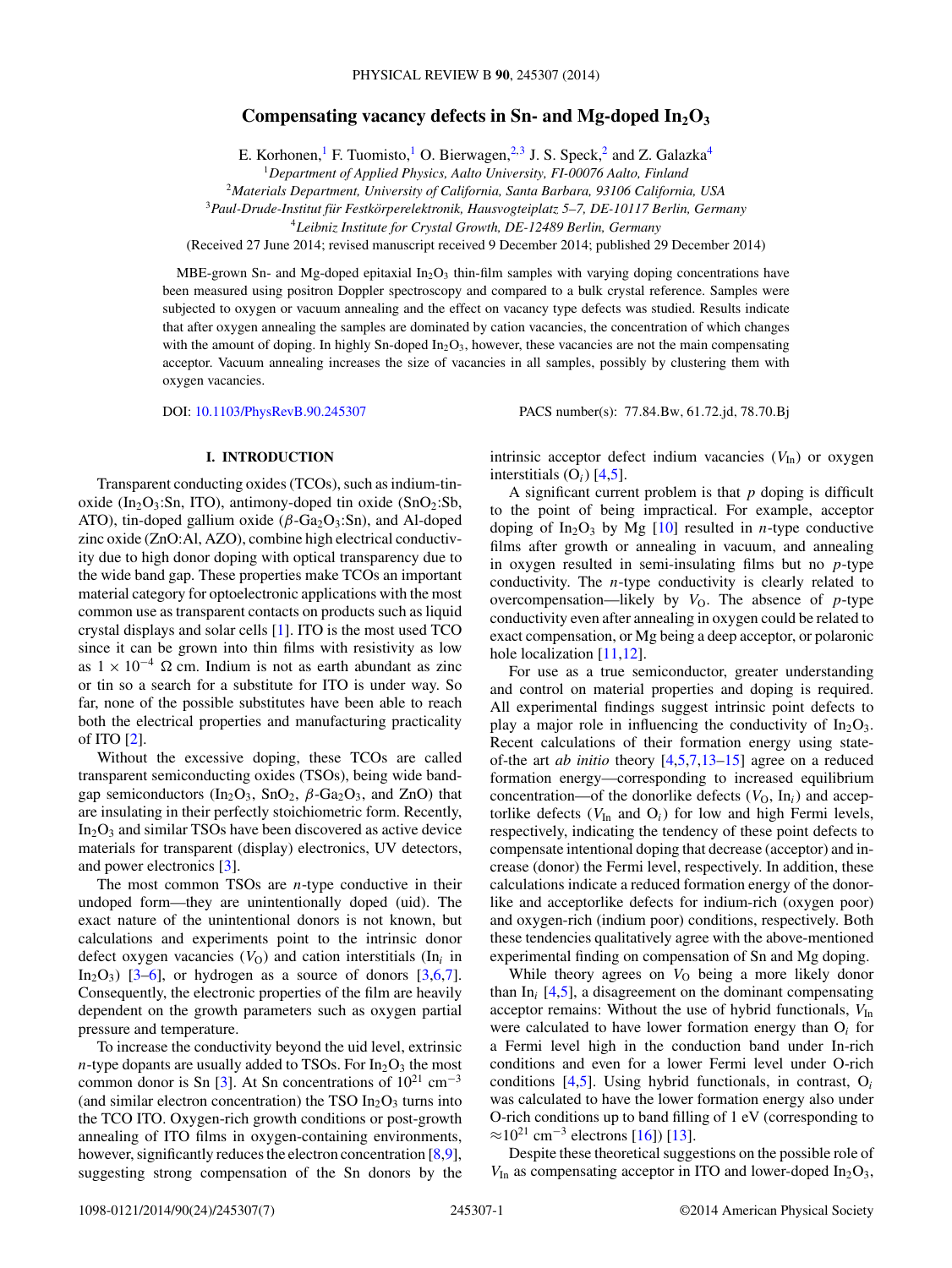# Compensating vacancy defects in Sn- and Mg-doped $In_2O_3$

E. Korhonen,[1] F. Tuomisto,[1] O. Bierwagen,[2,3] J. S. Speck,[2] and Z. Galazka[4]

[1]*Department of Applied Physics, Aalto University, FI-00076 Aalto, Finland*

[2]*Materials Department, University of California, Santa Barbara, 93106 California, USA*

[3]*Paul-Drude-Institut für Festkörperelektronik, Hausvogteiplatz 5–7, DE-10117 Berlin, Germany*

[4]*Leibniz Institute for Crystal Growth, DE-12489 Berlin, Germany*

(Received 27 June 2014; revised manuscript received 9 December 2014; published 29 December 2014)

MBE-grown Sn- and Mg-doped epitaxial $In_2O_3$ thin-film samples with varying doping concentrations have been measured using positron Doppler spectroscopy and compared to a bulk crystal reference. Samples were subjected to oxygen or vacuum annealing and the effect on vacancy type defects was studied. Results indicate that after oxygen annealing the samples are dominated by cation vacancies, the concentration of which changes with the amount of doping. In highly Sn-doped $In_2O_3$, however, these vacancies are not the main compensating acceptor. Vacuum annealing increases the size of vacancies in all samples, possibly by clustering them with oxygen vacancies.

DOI: 10.1103/PhysRevB.90.245307 PACS number(s): 77.84.Bw, 61.72.jd, 78.70.Bj

## I. INTRODUCTION

Transparent conducting oxides (TCOs), such as indium-tin-oxide ($In_2O_3$:Sn, ITO), antimony-doped tin oxide ($SnO_2$:Sb, ATO), tin-doped gallium oxide ($\beta$-$Ga_2O_3$:Sn), and Al-doped zinc oxide (ZnO:Al, AZO), combine high electrical conductivity due to high donor doping with optical transparency due to the wide band gap. These properties make TCOs an important material category for optoelectronic applications with the most common use as transparent contacts on products such as liquid crystal displays and solar cells [1]. ITO is the most used TCO since it can be grown into thin films with resistivity as low as $1 \times 10^{-4}$ $\Omega$ cm. Indium is not as earth abundant as zinc or tin so a search for a substitute for ITO is under way. So far, none of the possible substitutes have been able to reach both the electrical properties and manufacturing practicality of ITO [2].

Without the excessive doping, these TCOs are called transparent semiconducting oxides (TSOs), being wide band-gap semiconductors ($In_2O_3$, $SnO_2$, $\beta$-$Ga_2O_3$, and ZnO) that are insulating in their perfectly stoichiometric form. Recently, $In_2O_3$ and similar TSOs have been discovered as active device materials for transparent (display) electronics, UV detectors, and power electronics [3].

The most common TSOs are $n$-type conductive in their undoped form—they are unintentionally doped (uid). The exact nature of the unintentional donors is not known, but calculations and experiments point to the intrinsic donor defect oxygen vacancies ($V_O$) and cation interstitials ($In_i$ in $In_2O_3$) [3–6], or hydrogen as a source of donors [3,6,7]. Consequently, the electronic properties of the film are heavily dependent on the growth parameters such as oxygen partial pressure and temperature.

To increase the conductivity beyond the uid level, extrinsic $n$-type dopants are usually added to TSOs. For $In_2O_3$ the most common donor is Sn [3]. At Sn concentrations of $10^{21}$ $cm^{-3}$ (and similar electron concentration) the TSO $In_2O_3$ turns into the TCO ITO. Oxygen-rich growth conditions or post-growth annealing of ITO films in oxygen-containing environments, however, significantly reduces the electron concentration [8,9], suggesting strong compensation of the Sn donors by the intrinsic acceptor defect indium vacancies ($V_{In}$) or oxygen interstitials ($O_i$) [4,5].

A significant current problem is that $p$ doping is difficult to the point of being impractical. For example, acceptor doping of $In_2O_3$ by Mg [10] resulted in $n$-type conductive films after growth or annealing in vacuum, and annealing in oxygen resulted in semi-insulating films but no $p$-type conductivity. The $n$-type conductivity is clearly related to overcompensation—likely by $V_O$. The absence of $p$-type conductivity even after annealing in oxygen could be related to exact compensation, or Mg being a deep acceptor, or polaronic hole localization [11,12].

For use as a true semiconductor, greater understanding and control on material properties and doping is required. All experimental findings suggest intrinsic point defects to play a major role in influencing the conductivity of $In_2O_3$. Recent calculations of their formation energy using state-of-the art *ab initio* theory [4,5,7,13–15] agree on a reduced formation energy—corresponding to increased equilibrium concentration—of the donorlike defects ($V_O$, $In_i$) and acceptorlike defects ($V_{In}$ and $O_i$) for low and high Fermi levels, respectively, indicating the tendency of these point defects to compensate intentional doping that decrease (acceptor) and increase (donor) the Fermi level, respectively. In addition, these calculations indicate a reduced formation energy of the donor-like and acceptorlike defects for indium-rich (oxygen poor) and oxygen-rich (indium poor) conditions, respectively. Both these tendencies qualitatively agree with the above-mentioned experimental finding on compensation of Sn and Mg doping.

While theory agrees on $V_O$ being a more likely donor than $In_i$ [4,5], a disagreement on the dominant compensating acceptor remains: Without the use of hybrid functionals, $V_{In}$ were calculated to have lower formation energy than $O_i$ for a Fermi level high in the conduction band under In-rich conditions and even for a lower Fermi level under O-rich conditions [4,5]. Using hybrid functionals, in contrast, $O_i$ was calculated to have the lower formation energy also under O-rich conditions up to band filling of 1 eV (corresponding to $\approx 10^{21}$ $cm^{-3}$ electrons [16]) [13].

Despite these theoretical suggestions on the possible role of $V_{In}$ as compensating acceptor in ITO and lower-doped $In_2O_3$,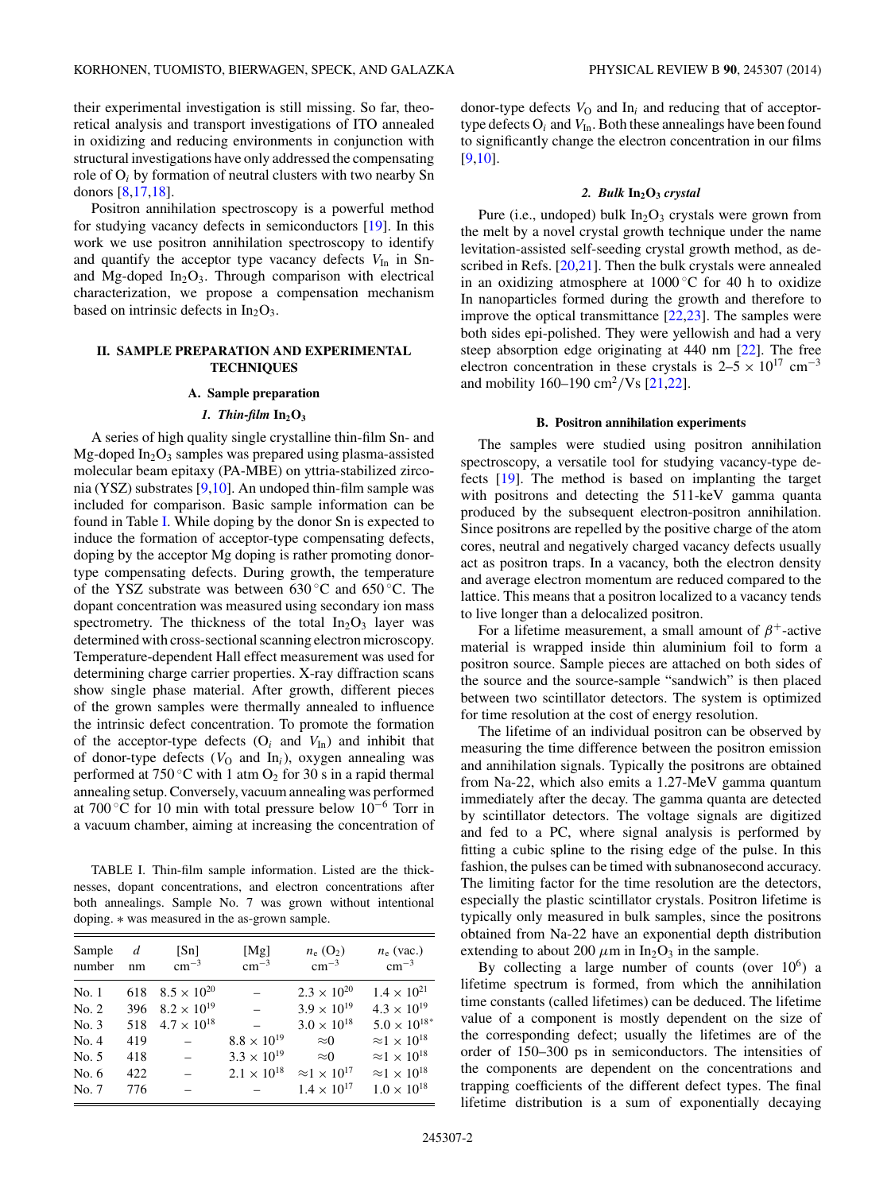their experimental investigation is still missing. So far, theoretical analysis and transport investigations of ITO annealed in oxidizing and reducing environments in conjunction with structural investigations have only addressed the compensating role of $O_i$ by formation of neutral clusters with two nearby Sn donors [8,17,18].

Positron annihilation spectroscopy is a powerful method for studying vacancy defects in semiconductors [19]. In this work we use positron annihilation spectroscopy to identify and quantify the acceptor type vacancy defects $V_{In}$ in Sn- and Mg-doped $In_2O_3$. Through comparison with electrical characterization, we propose a compensation mechanism based on intrinsic defects in $In_2O_3$.

## II. SAMPLE PREPARATION AND EXPERIMENTAL TECHNIQUES

### A. Sample preparation

#### *1. Thin-film* $In_2O_3$

A series of high quality single crystalline thin-film Sn- and Mg-doped $In_2O_3$ samples was prepared using plasma-assisted molecular beam epitaxy (PA-MBE) on yttria-stabilized zirconia (YSZ) substrates [9,10]. An undoped thin-film sample was included for comparison. Basic sample information can be found in Table I. While doping by the donor Sn is expected to induce the formation of acceptor-type compensating defects, doping by the acceptor Mg doping is rather promoting donor-type compensating defects. During growth, the temperature of the YSZ substrate was between 630 °C and 650 °C. The dopant concentration was measured using secondary ion mass spectrometry. The thickness of the total $In_2O_3$ layer was determined with cross-sectional scanning electron microscopy. Temperature-dependent Hall effect measurement was used for determining charge carrier properties. X-ray diffraction scans show single phase material. After growth, different pieces of the grown samples were thermally annealed to influence the intrinsic defect concentration. To promote the formation of the acceptor-type defects ($O_i$ and $V_{In}$) and inhibit that of donor-type defects ($V_O$ and $In_i$), oxygen annealing was performed at 750 °C with 1 atm $O_2$ for 30 s in a rapid thermal annealing setup. Conversely, vacuum annealing was performed at 700 °C for 10 min with total pressure below $10^{-6}$ Torr in a vacuum chamber, aiming at increasing the concentration of donor-type defects $V_O$ and $In_i$ and reducing that of acceptor-type defects $O_i$ and $V_{In}$. Both these annealings have been found to significantly change the electron concentration in our films [9,10].

TABLE I. Thin-film sample information. Listed are the thicknesses, dopant concentrations, and electron concentrations after both annealings. Sample No. 7 was grown without intentional doping. * was measured in the as-grown sample.

| Sample number | $d$ nm | [Sn] $cm^{-3}$ | [Mg] $cm^{-3}$ | $n_e$ ($O_2$) $cm^{-3}$ | $n_e$ (vac.) $cm^{-3}$ |
|---|---|---|---|---|---|
| No. 1 | 618 | $8.5 \times 10^{20}$ | – | $2.3 \times 10^{20}$ | $1.4 \times 10^{21}$ |
| No. 2 | 396 | $8.2 \times 10^{19}$ | – | $3.9 \times 10^{19}$ | $4.3 \times 10^{19}$ |
| No. 3 | 518 | $4.7 \times 10^{18}$ | – | $3.0 \times 10^{18}$ | $5.0 \times 10^{18*}$ |
| No. 4 | 419 | – | $8.8 \times 10^{19}$ | $\approx 0$ | $\approx 1 \times 10^{18}$ |
| No. 5 | 418 | – | $3.3 \times 10^{19}$ | $\approx 0$ | $\approx 1 \times 10^{18}$ |
| No. 6 | 422 | – | $2.1 \times 10^{18}$ | $\approx 1 \times 10^{17}$ | $\approx 1 \times 10^{18}$ |
| No. 7 | 776 | – | – | $1.4 \times 10^{17}$ | $1.0 \times 10^{18}$ |

#### *2. Bulk* $In_2O_3$ *crystal*

Pure (i.e., undoped) bulk $In_2O_3$ crystals were grown from the melt by a novel crystal growth technique under the name levitation-assisted self-seeding crystal growth method, as described in Refs. [20,21]. Then the bulk crystals were annealed in an oxidizing atmosphere at 1000 °C for 40 h to oxidize In nanoparticles formed during the growth and therefore to improve the optical transmittance [22,23]. The samples were both sides epi-polished. They were yellowish and had a very steep absorption edge originating at 440 nm [22]. The free electron concentration in these crystals is 2–5 × $10^{17}$ $cm^{-3}$ and mobility 160–190 $cm^2$/Vs [21,22].

### B. Positron annihilation experiments

The samples were studied using positron annihilation spectroscopy, a versatile tool for studying vacancy-type defects [19]. The method is based on implanting the target with positrons and detecting the 511-keV gamma quanta produced by the subsequent electron-positron annihilation. Since positrons are repelled by the positive charge of the atom cores, neutral and negatively charged vacancy defects usually act as positron traps. In a vacancy, both the electron density and average electron momentum are reduced compared to the lattice. This means that a positron localized to a vacancy tends to live longer than a delocalized positron.

For a lifetime measurement, a small amount of $\beta^+$-active material is wrapped inside thin aluminium foil to form a positron source. Sample pieces are attached on both sides of the source and the source-sample "sandwich" is then placed between two scintillator detectors. The system is optimized for time resolution at the cost of energy resolution.

The lifetime of an individual positron can be observed by measuring the time difference between the positron emission and annihilation signals. Typically the positrons are obtained from Na-22, which also emits a 1.27-MeV gamma quantum immediately after the decay. The gamma quanta are detected by scintillator detectors. The voltage signals are digitized and fed to a PC, where signal analysis is performed by fitting a cubic spline to the rising edge of the pulse. In this fashion, the pulses can be timed with subnanosecond accuracy. The limiting factor for the time resolution are the detectors, especially the plastic scintillator crystals. Positron lifetime is typically only measured in bulk samples, since the positrons obtained from Na-22 have an exponential depth distribution extending to about 200 $\mu$m in $In_2O_3$ in the sample.

By collecting a large number of counts (over $10^6$) a lifetime spectrum is formed, from which the annihilation time constants (called lifetimes) can be deduced. The lifetime value of a component is mostly dependent on the size of the corresponding defect; usually the lifetimes are of the order of 150–300 ps in semiconductors. The intensities of the components are dependent on the concentrations and trapping coefficients of the different defect types. The final lifetime distribution is a sum of exponentially decaying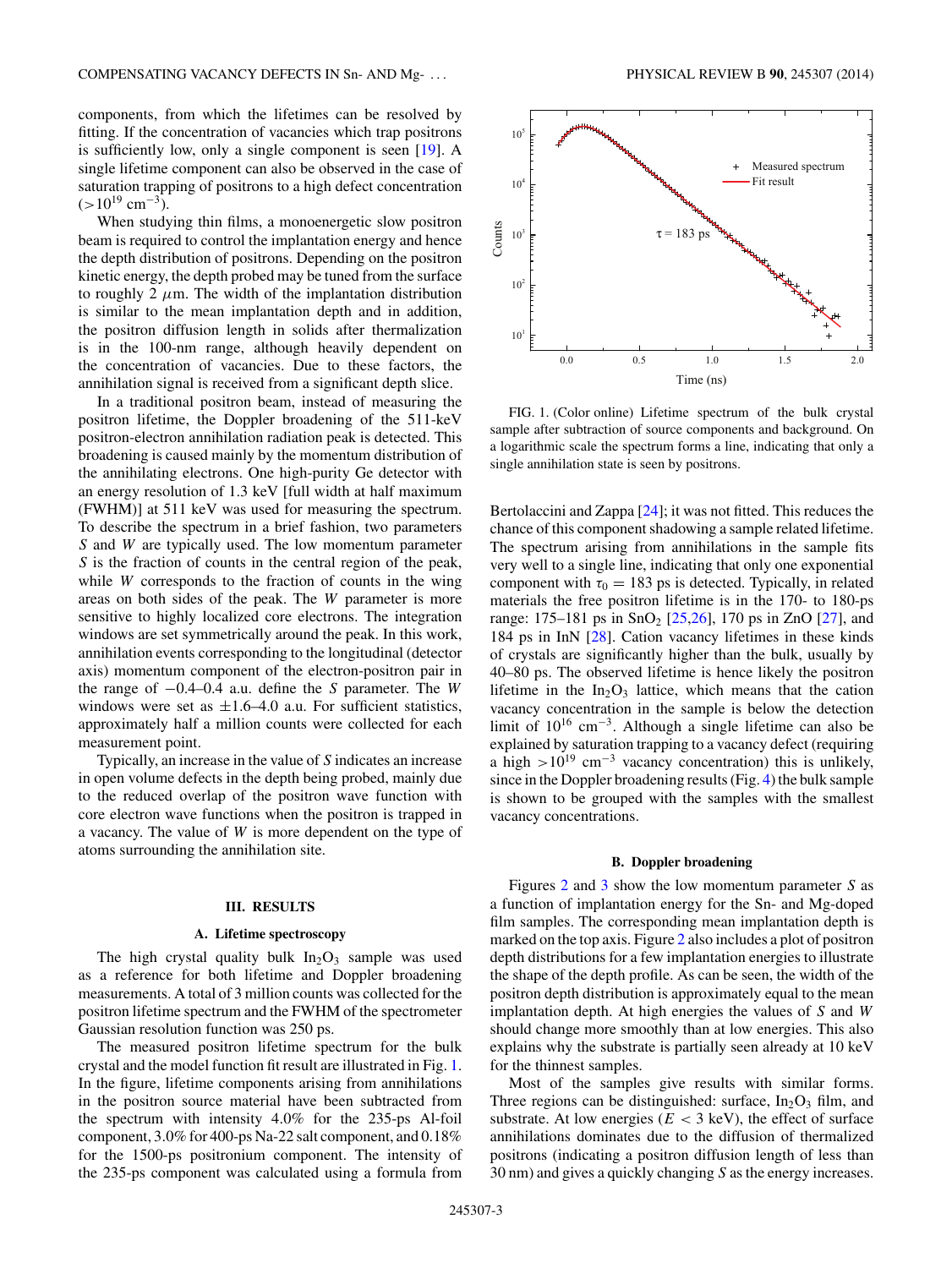components, from which the lifetimes can be resolved by fitting. If the concentration of vacancies which trap positrons is sufficiently low, only a single component is seen [19]. A single lifetime component can also be observed in the case of saturation trapping of positrons to a high defect concentration ($>10^{19}$ cm$^{-3}$).

When studying thin films, a monoenergetic slow positron beam is required to control the implantation energy and hence the depth distribution of positrons. Depending on the positron kinetic energy, the depth probed may be tuned from the surface to roughly 2 $\mu$m. The width of the implantation distribution is similar to the mean implantation depth and in addition, the positron diffusion length in solids after thermalization is in the 100-nm range, although heavily dependent on the concentration of vacancies. Due to these factors, the annihilation signal is received from a significant depth slice.

In a traditional positron beam, instead of measuring the positron lifetime, the Doppler broadening of the 511-keV positron-electron annihilation radiation peak is detected. This broadening is caused mainly by the momentum distribution of the annihilating electrons. One high-purity Ge detector with an energy resolution of 1.3 keV [full width at half maximum (FWHM)] at 511 keV was used for measuring the spectrum. To describe the spectrum in a brief fashion, two parameters $S$ and $W$ are typically used. The low momentum parameter $S$ is the fraction of counts in the central region of the peak, while $W$ corresponds to the fraction of counts in the wing areas on both sides of the peak. The $W$ parameter is more sensitive to highly localized core electrons. The integration windows are set symmetrically around the peak. In this work, annihilation events corresponding to the longitudinal (detector axis) momentum component of the electron-positron pair in the range of $-0.4$–0.4 a.u. define the $S$ parameter. The $W$ windows were set as $\pm1.6$–4.0 a.u. For sufficient statistics, approximately half a million counts were collected for each measurement point.

Typically, an increase in the value of $S$ indicates an increase in open volume defects in the depth being probed, mainly due to the reduced overlap of the positron wave function with core electron wave functions when the positron is trapped in a vacancy. The value of $W$ is more dependent on the type of atoms surrounding the annihilation site.

## III. RESULTS

### A. Lifetime spectroscopy

The high crystal quality bulk $In_2O_3$ sample was used as a reference for both lifetime and Doppler broadening measurements. A total of 3 million counts was collected for the positron lifetime spectrum and the FWHM of the spectrometer Gaussian resolution function was 250 ps.

The measured positron lifetime spectrum for the bulk crystal and the model function fit result are illustrated in Fig. 1. In the figure, lifetime components arising from annihilations in the positron source material have been subtracted from the spectrum with intensity 4.0% for the 235-ps Al-foil component, 3.0% for 400-ps Na-22 salt component, and 0.18% for the 1500-ps positronium component. The intensity of the 235-ps component was calculated using a formula from Bertolaccini and Zappa [24]; it was not fitted. This reduces the chance of this component shadowing a sample related lifetime. The spectrum arising from annihilations in the sample fits very well to a single line, indicating that only one exponential component with $\tau_0 = 183$ ps is detected. Typically, in related materials the free positron lifetime is in the 170- to 180-ps range: 175–181 ps in $SnO_2$ [25,26], 170 ps in ZnO [27], and 184 ps in InN [28]. Cation vacancy lifetimes in these kinds of crystals are significantly higher than the bulk, usually by 40–80 ps. The observed lifetime is hence likely the positron lifetime in the $In_2O_3$ lattice, which means that the cation vacancy concentration in the sample is below the detection limit of $10^{16}$ cm$^{-3}$. Although a single lifetime can also be explained by saturation trapping to a vacancy defect (requiring a high $>10^{19}$ cm$^{-3}$ vacancy concentration) this is unlikely, since in the Doppler broadening results (Fig. 4) the bulk sample is shown to be grouped with the samples with the smallest vacancy concentrations.

FIG. 1. (Color online) Lifetime spectrum of the bulk crystal sample after subtraction of source components and background. On a logarithmic scale the spectrum forms a line, indicating that only a single annihilation state is seen by positrons.

### B. Doppler broadening

Figures 2 and 3 show the low momentum parameter $S$ as a function of implantation energy for the Sn- and Mg-doped film samples. The corresponding mean implantation depth is marked on the top axis. Figure 2 also includes a plot of positron depth distributions for a few implantation energies to illustrate the shape of the depth profile. As can be seen, the width of the positron depth distribution is approximately equal to the mean implantation depth. At high energies the values of $S$ and $W$ should change more smoothly than at low energies. This also explains why the substrate is partially seen already at 10 keV for the thinnest samples.

Most of the samples give results with similar forms. Three regions can be distinguished: surface, $In_2O_3$ film, and substrate. At low energies ($E < 3$ keV), the effect of surface annihilations dominates due to the diffusion of thermalized positrons (indicating a positron diffusion length of less than 30 nm) and gives a quickly changing $S$ as the energy increases.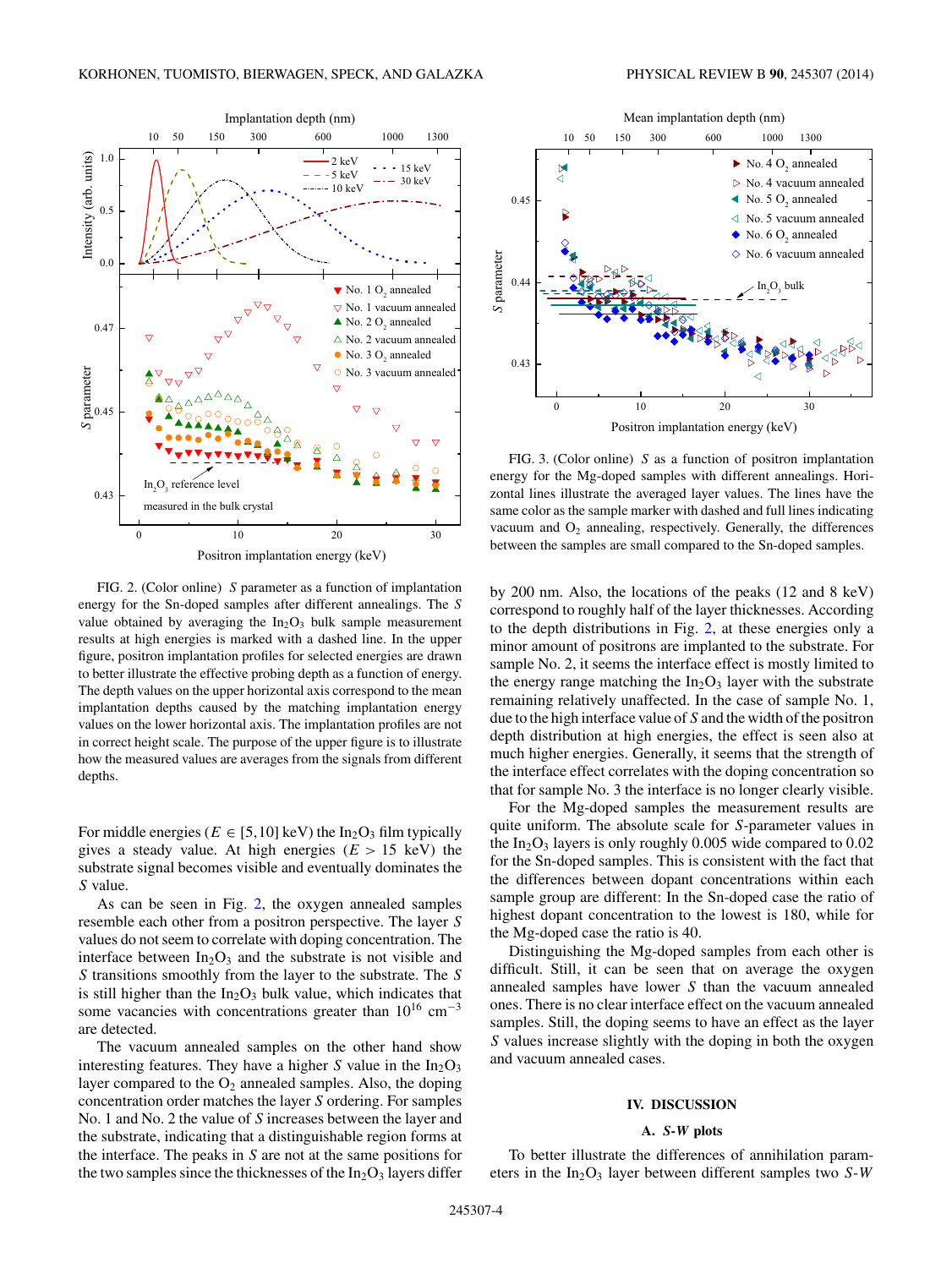FIG. 2. (Color online) $S$ parameter as a function of implantation energy for the Sn-doped samples after different annealings. The $S$ value obtained by averaging the $In_2O_3$ bulk sample measurement results at high energies is marked with a dashed line. In the upper figure, positron implantation profiles for selected energies are drawn to better illustrate the effective probing depth as a function of energy. The depth values on the upper horizontal axis correspond to the mean implantation depths caused by the matching implantation energy values on the lower horizontal axis. The implantation profiles are not in correct height scale. The purpose of the upper figure is to illustrate how the measured values are averages from the signals from different depths.

For middle energies ($E \in [5,10]$ keV) the $In_2O_3$ film typically gives a steady value. At high energies ($E > 15$ keV) the substrate signal becomes visible and eventually dominates the $S$ value.

As can be seen in Fig. 2, the oxygen annealed samples resemble each other from a positron perspective. The layer $S$ values do not seem to correlate with doping concentration. The interface between $In_2O_3$ and the substrate is not visible and $S$ transitions smoothly from the layer to the substrate. The $S$ is still higher than the $In_2O_3$ bulk value, which indicates that some vacancies with concentrations greater than $10^{16}$ cm$^{-3}$ are detected.

The vacuum annealed samples on the other hand show interesting features. They have a higher $S$ value in the $In_2O_3$ layer compared to the $O_2$ annealed samples. Also, the doping concentration order matches the layer $S$ ordering. For samples No. 1 and No. 2 the value of $S$ increases between the layer and the substrate, indicating that a distinguishable region forms at the interface. The peaks in $S$ are not at the same positions for the two samples since the thicknesses of the $In_2O_3$ layers differ by 200 nm. Also, the locations of the peaks (12 and 8 keV) correspond to roughly half of the layer thicknesses. According to the depth distributions in Fig. 2, at these energies only a minor amount of positrons are implanted to the substrate. For sample No. 2, it seems the interface effect is mostly limited to the energy range matching the $In_2O_3$ layer with the substrate remaining relatively unaffected. In the case of sample No. 1, due to the high interface value of $S$ and the width of the positron depth distribution at high energies, the effect is seen also at much higher energies. Generally, it seems that the strength of the interface effect correlates with the doping concentration so that for sample No. 3 the interface is no longer clearly visible.

FIG. 3. (Color online) $S$ as a function of positron implantation energy for the Mg-doped samples with different annealings. Horizontal lines illustrate the averaged layer values. The lines have the same color as the sample marker with dashed and full lines indicating vacuum and $O_2$ annealing, respectively. Generally, the differences between the samples are small compared to the Sn-doped samples.

For the Mg-doped samples the measurement results are quite uniform. The absolute scale for $S$-parameter values in the $In_2O_3$ layers is only roughly 0.005 wide compared to 0.02 for the Sn-doped samples. This is consistent with the fact that the differences between dopant concentrations within each sample group are different: In the Sn-doped case the ratio of highest dopant concentration to the lowest is 180, while for the Mg-doped case the ratio is 40.

Distinguishing the Mg-doped samples from each other is difficult. Still, it can be seen that on average the oxygen annealed samples have lower $S$ than the vacuum annealed ones. There is no clear interface effect on the vacuum annealed samples. Still, the doping seems to have an effect as the layer $S$ values increase slightly with the doping in both the oxygen and vacuum annealed cases.

## IV. DISCUSSION

### A. *S-W* plots

To better illustrate the differences of annihilation parameters in the $In_2O_3$ layer between different samples two $S$-$W$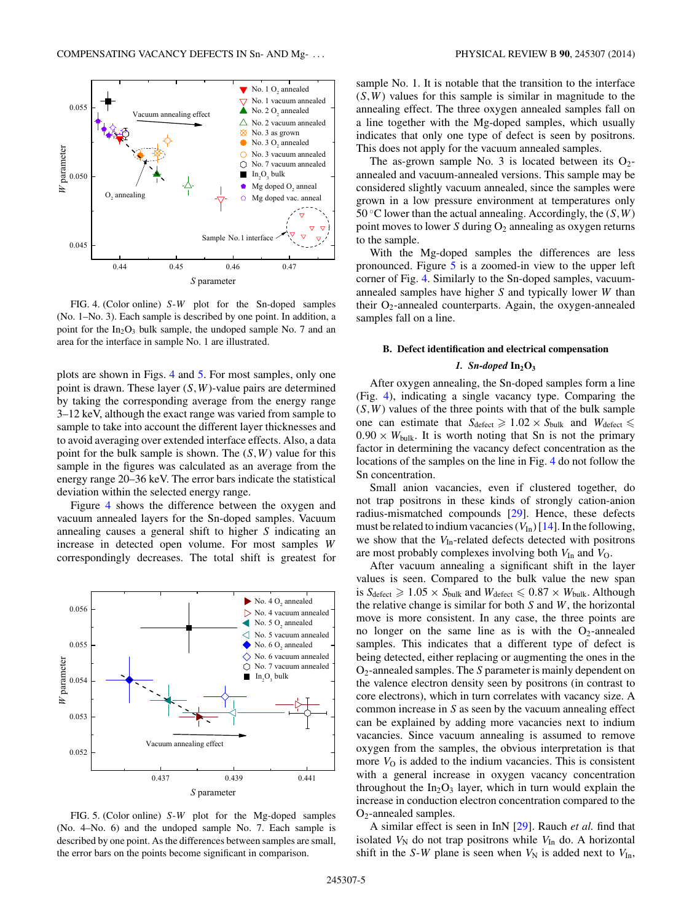FIG. 4. (Color online) $S$-$W$ plot for the Sn-doped samples (No. 1–No. 3). Each sample is described by one point. In addition, a point for the $In_2O_3$ bulk sample, the undoped sample No. 7 and an area for the interface in sample No. 1 are illustrated.

plots are shown in Figs. 4 and 5. For most samples, only one point is drawn. These layer $(S,W)$-value pairs are determined by taking the corresponding average from the energy range 3–12 keV, although the exact range was varied from sample to sample to take into account the different layer thicknesses and to avoid averaging over extended interface effects. Also, a data point for the bulk sample is shown. The $(S,W)$ value for this sample in the figures was calculated as an average from the energy range 20–36 keV. The error bars indicate the statistical deviation within the selected energy range.

Figure 4 shows the difference between the oxygen and vacuum annealed layers for the Sn-doped samples. Vacuum annealing causes a general shift to higher $S$ indicating an increase in detected open volume. For most samples $W$ correspondingly decreases. The total shift is greatest for

FIG. 5. (Color online) $S$-$W$ plot for the Mg-doped samples (No. 4–No. 6) and the undoped sample No. 7. Each sample is described by one point. As the differences between samples are small, the error bars on the points become significant in comparison.

sample No. 1. It is notable that the transition to the interface $(S,W)$ values for this sample is similar in magnitude to the annealing effect. The three oxygen annealed samples fall on a line together with the Mg-doped samples, which usually indicates that only one type of defect is seen by positrons. This does not apply for the vacuum annealed samples.

The as-grown sample No. 3 is located between its $O_2$-annealed and vacuum-annealed versions. This sample may be considered slightly vacuum annealed, since the samples were grown in a low pressure environment at temperatures only 50 °C lower than the actual annealing. Accordingly, the $(S,W)$ point moves to lower $S$ during $O_2$ annealing as oxygen returns to the sample.

With the Mg-doped samples the differences are less pronounced. Figure 5 is a zoomed-in view to the upper left corner of Fig. 4. Similarly to the Sn-doped samples, vacuum-annealed samples have higher $S$ and typically lower $W$ than their $O_2$-annealed counterparts. Again, the oxygen-annealed samples fall on a line.

### B. Defect identification and electrical compensation

#### 1. *Sn-doped* $In_2O_3$

After oxygen annealing, the Sn-doped samples form a line (Fig. 4), indicating a single vacancy type. Comparing the $(S,W)$ values of the three points with that of the bulk sample one can estimate that $S_{\text{defect}} \geqslant 1.02 \times S_{\text{bulk}}$ and $W_{\text{defect}} \leqslant 0.90 \times W_{\text{bulk}}$. It is worth noting that Sn is not the primary factor in determining the vacancy defect concentration as the locations of the samples on the line in Fig. 4 do not follow the Sn concentration.

Small anion vacancies, even if clustered together, do not trap positrons in these kinds of strongly cation-anion radius-mismatched compounds [29]. Hence, these defects must be related to indium vacancies ($V_{\text{In}}$) [14]. In the following, we show that the $V_{\text{In}}$-related defects detected with positrons are most probably complexes involving both $V_{\text{In}}$ and $V_{\text{O}}$.

After vacuum annealing a significant shift in the layer values is seen. Compared to the bulk value the new span is $S_{\text{defect}} \geqslant 1.05 \times S_{\text{bulk}}$ and $W_{\text{defect}} \leqslant 0.87 \times W_{\text{bulk}}$. Although the relative change is similar for both $S$ and $W$, the horizontal move is more consistent. In any case, the three points are no longer on the same line as is with the $O_2$-annealed samples. This indicates that a different type of defect is being detected, either replacing or augmenting the ones in the $O_2$-annealed samples. The $S$ parameter is mainly dependent on the valence electron density seen by positrons (in contrast to core electrons), which in turn correlates with vacancy size. A common increase in $S$ as seen by the vacuum annealing effect can be explained by adding more vacancies next to indium vacancies. Since vacuum annealing is assumed to remove oxygen from the samples, the obvious interpretation is that more $V_{\text{O}}$ is added to the indium vacancies. This is consistent with a general increase in oxygen vacancy concentration throughout the $In_2O_3$ layer, which in turn would explain the increase in conduction electron concentration compared to the $O_2$-annealed samples.

A similar effect is seen in InN [29]. Rauch *et al.* find that isolated $V_{\text{N}}$ do not trap positrons while $V_{\text{In}}$ do. A horizontal shift in the $S$-$W$ plane is seen when $V_{\text{N}}$ is added next to $V_{\text{In}}$,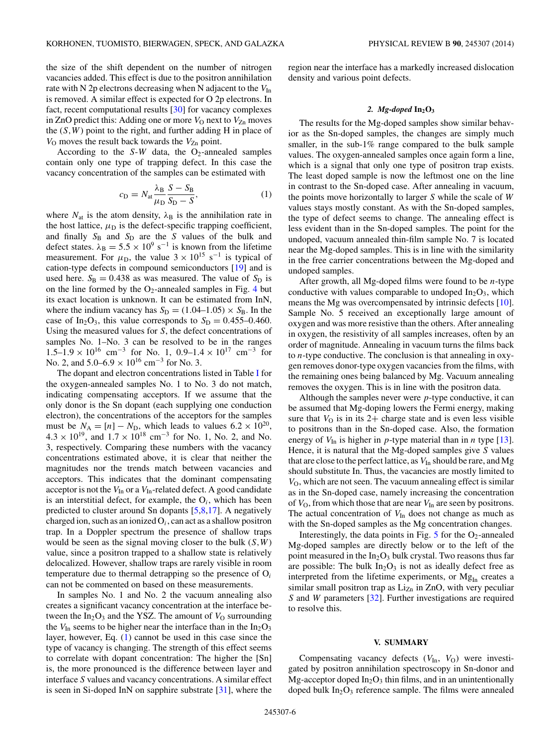the size of the shift dependent on the number of nitrogen vacancies added. This effect is due to the positron annihilation rate with N 2p electrons decreasing when N adjacent to the $V_{\rm In}$ is removed. A similar effect is expected for O 2p electrons. In fact, recent computational results [30] for vacancy complexes in ZnO predict this: Adding one or more $V_{\rm O}$ next to $V_{\rm Zn}$ moves the $(S,W)$ point to the right, and further adding H in place of $V_{\rm O}$ moves the result back towards the $V_{\rm Zn}$ point.

According to the $S$-$W$ data, the $O_2$-annealed samples contain only one type of trapping defect. In this case the vacancy concentration of the samples can be estimated with

$$c_{\rm D} = N_{\rm at}\frac{\lambda_{\rm B}}{\mu_{\rm D}}\frac{S - S_{\rm B}}{S_{\rm D} - S}, \tag{1}$$

where $N_{\rm at}$ is the atom density, $\lambda_{\rm B}$ is the annihilation rate in the host lattice, $\mu_{\rm D}$ is the defect-specific trapping coefficient, and finally $S_{\rm B}$ and $S_{\rm D}$ are the $S$ values of the bulk and defect states. $\lambda_{\rm B} = 5.5 \times 10^9\ {\rm s}^{-1}$ is known from the lifetime measurement. For $\mu_{\rm D}$, the value $3 \times 10^{15}\ {\rm s}^{-1}$ is typical of cation-type defects in compound semiconductors [19] and is used here. $S_{\rm B} = 0.438$ as was measured. The value of $S_{\rm D}$ is on the line formed by the $O_2$-annealed samples in Fig. 4 but its exact location is unknown. It can be estimated from InN, where the indium vacancy has $S_{\rm D} = (1.04–1.05) \times S_{\rm B}$. In the case of $In_2O_3$, this value corresponds to $S_{\rm D} = 0.455–0.460$. Using the measured values for $S$, the defect concentrations of samples No. 1–No. 3 can be resolved to be in the ranges $1.5–1.9 \times 10^{16}\ {\rm cm}^{-3}$ for No. 1, $0.9–1.4 \times 10^{17}\ {\rm cm}^{-3}$ for No. 2, and $5.0–6.9 \times 10^{16}\ {\rm cm}^{-3}$ for No. 3.

The dopant and electron concentrations listed in Table I for the oxygen-annealed samples No. 1 to No. 3 do not match, indicating compensating acceptors. If we assume that the only donor is the Sn dopant (each supplying one conduction electron), the concentrations of the acceptors for the samples must be $N_{\rm A} = [n] - N_{\rm D}$, which leads to values $6.2 \times 10^{20}$, $4.3 \times 10^{19}$, and $1.7 \times 10^{18}\ {\rm cm}^{-3}$ for No. 1, No. 2, and No. 3, respectively. Comparing these numbers with the vacancy concentrations estimated above, it is clear that neither the magnitudes nor the trends match between vacancies and acceptors. This indicates that the dominant compensating acceptor is not the $V_{\rm In}$ or a $V_{\rm In}$-related defect. A good candidate is an interstitial defect, for example, the $O_i$, which has been predicted to cluster around Sn dopants [5,8,17]. A negatively charged ion, such as an ionized $O_i$, can act as a shallow positron trap. In a Doppler spectrum the presence of shallow traps would be seen as the signal moving closer to the bulk $(S,W)$ value, since a positron trapped to a shallow state is relatively delocalized. However, shallow traps are rarely visible in room temperature due to thermal detrapping so the presence of $O_i$ can not be commented on based on these measurements.

In samples No. 1 and No. 2 the vacuum annealing also creates a significant vacancy concentration at the interface between the $In_2O_3$ and the YSZ. The amount of $V_{\rm O}$ surrounding the $V_{\rm In}$ seems to be higher near the interface than in the $In_2O_3$ layer, however, Eq. (1) cannot be used in this case since the type of vacancy is changing. The strength of this effect seems to correlate with dopant concentration: The higher the [Sn] is, the more pronounced is the difference between layer and interface $S$ values and vacancy concentrations. A similar effect is seen in Si-doped InN on sapphire substrate [31], where the region near the interface has a markedly increased dislocation density and various point defects.

#### 2. *Mg-doped* $In_2O_3$

The results for the Mg-doped samples show similar behavior as the Sn-doped samples, the changes are simply much smaller, in the sub-1% range compared to the bulk sample values. The oxygen-annealed samples once again form a line, which is a signal that only one type of positron trap exists. The least doped sample is now the leftmost one on the line in contrast to the Sn-doped case. After annealing in vacuum, the points move horizontally to larger $S$ while the scale of $W$ values stays mostly constant. As with the Sn-doped samples, the type of defect seems to change. The annealing effect is less evident than in the Sn-doped samples. The point for the undoped, vacuum annealed thin-film sample No. 7 is located near the Mg-doped samples. This is in line with the similarity in the free carrier concentrations between the Mg-doped and undoped samples.

After growth, all Mg-doped films were found to be $n$-type conductive with values comparable to undoped $In_2O_3$, which means the Mg was overcompensated by intrinsic defects [10]. Sample No. 5 received an exceptionally large amount of oxygen and was more resistive than the others. After annealing in oxygen, the resistivity of all samples increases, often by an order of magnitude. Annealing in vacuum turns the films back to $n$-type conductive. The conclusion is that annealing in oxygen removes donor-type oxygen vacancies from the films, with the remaining ones being balanced by Mg. Vacuum annealing removes the oxygen. This is in line with the positron data.

Although the samples never were $p$-type conductive, it can be assumed that Mg-doping lowers the Fermi energy, making sure that $V_{\rm O}$ is in its 2+ charge state and is even less visible to positrons than in the Sn-doped case. Also, the formation energy of $V_{\rm In}$ is higher in $p$-type material than in $n$ type [13]. Hence, it is natural that the Mg-doped samples give $S$ values that are close to the perfect lattice, as $V_{\rm In}$ should be rare, and Mg should substitute In. Thus, the vacancies are mostly limited to $V_{\rm O}$, which are not seen. The vacuum annealing effect is similar as in the Sn-doped case, namely increasing the concentration of $V_{\rm O}$, from which those that are near $V_{\rm In}$ are seen by positrons. The actual concentration of $V_{\rm In}$ does not change as much as with the Sn-doped samples as the Mg concentration changes.

Interestingly, the data points in Fig. 5 for the $O_2$-annealed Mg-doped samples are directly below or to the left of the point measured in the $In_2O_3$ bulk crystal. Two reasons thus far are possible: The bulk $In_2O_3$ is not as ideally defect free as interpreted from the lifetime experiments, or $Mg_{\rm In}$ creates a similar small positron trap as $Li_{\rm Zn}$ in ZnO, with very peculiar $S$ and $W$ parameters [32]. Further investigations are required to resolve this.

## V. SUMMARY

Compensating vacancy defects ($V_{\rm In}$, $V_{\rm O}$) were investigated by positron annihilation spectroscopy in Sn-donor and Mg-acceptor doped $In_2O_3$ thin films, and in an unintentionally doped bulk $In_2O_3$ reference sample. The films were annealed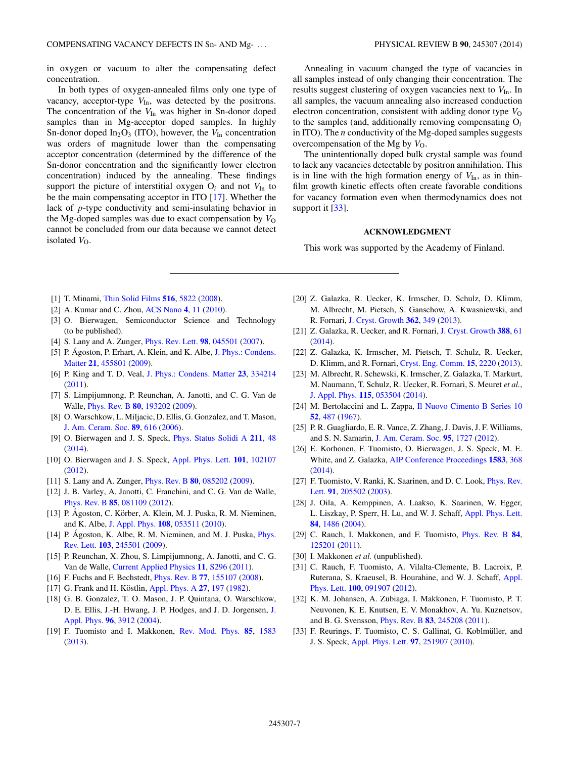in oxygen or vacuum to alter the compensating defect concentration.

In both types of oxygen-annealed films only one type of vacancy, acceptor-type $V_{\mathrm{In}}$, was detected by the positrons. The concentration of the $V_{\mathrm{In}}$ was higher in Sn-donor doped samples than in Mg-acceptor doped samples. In highly Sn-donor doped $\mathrm{In_2O_3}$ (ITO), however, the $V_{\mathrm{In}}$ concentration was orders of magnitude lower than the compensating acceptor concentration (determined by the difference of the Sn-donor concentration and the significantly lower electron concentration) induced by the annealing. These findings support the picture of interstitial oxygen $\mathrm{O}_i$ and not $V_{\mathrm{In}}$ to be the main compensating acceptor in ITO [17]. Whether the lack of $p$-type conductivity and semi-insulating behavior in the Mg-doped samples was due to exact compensation by $V_{\mathrm{O}}$ cannot be concluded from our data because we cannot detect isolated $V_{\mathrm{O}}$.

Annealing in vacuum changed the type of vacancies in all samples instead of only changing their concentration. The results suggest clustering of oxygen vacancies next to $V_{\mathrm{In}}$. In all samples, the vacuum annealing also increased conduction electron concentration, consistent with adding donor type $V_{\mathrm{O}}$ to the samples (and, additionally removing compensating $\mathrm{O}_i$ in ITO). The $n$ conductivity of the Mg-doped samples suggests overcompensation of the Mg by $V_{\mathrm{O}}$.

The unintentionally doped bulk crystal sample was found to lack any vacancies detectable by positron annihilation. This is in line with the high formation energy of $V_{\mathrm{In}}$, as in thin-film growth kinetic effects often create favorable conditions for vacancy formation even when thermodynamics does not support it [33].

## ACKNOWLEDGMENT

This work was supported by the Academy of Finland.

---

[1] T. Minami, Thin Solid Films **516**, 5822 (2008).

[2] A. Kumar and C. Zhou, ACS Nano **4**, 11 (2010).

[3] O. Bierwagen, Semiconductor Science and Technology (to be published).

[4] S. Lany and A. Zunger, Phys. Rev. Lett. **98**, 045501 (2007).

[5] P. Ágoston, P. Erhart, A. Klein, and K. Albe, J. Phys.: Condens. Matter **21**, 455801 (2009).

[6] P. King and T. D. Veal, J. Phys.: Condens. Matter **23**, 334214 (2011).

[7] S. Limpijumnong, P. Reunchan, A. Janotti, and C. G. Van de Walle, Phys. Rev. B **80**, 193202 (2009).

[8] O. Warschkow, L. Miljacic, D. Ellis, G. Gonzalez, and T. Mason, J. Am. Ceram. Soc. **89**, 616 (2006).

[9] O. Bierwagen and J. S. Speck, Phys. Status Solidi A **211**, 48 (2014).

[10] O. Bierwagen and J. S. Speck, Appl. Phys. Lett. **101**, 102107 (2012).

[11] S. Lany and A. Zunger, Phys. Rev. B **80**, 085202 (2009).

[12] J. B. Varley, A. Janotti, C. Franchini, and C. G. Van de Walle, Phys. Rev. B **85**, 081109 (2012).

[13] P. Ágoston, C. Körber, A. Klein, M. J. Puska, R. M. Nieminen, and K. Albe, J. Appl. Phys. **108**, 053511 (2010).

[14] P. Ágoston, K. Albe, R. M. Nieminen, and M. J. Puska, Phys. Rev. Lett. **103**, 245501 (2009).

[15] P. Reunchan, X. Zhou, S. Limpijumnong, A. Janotti, and C. G. Van de Walle, Current Applied Physics **11**, S296 (2011).

[16] F. Fuchs and F. Bechstedt, Phys. Rev. B **77**, 155107 (2008).

[17] G. Frank and H. Köstlin, Appl. Phys. A **27**, 197 (1982).

[18] G. B. Gonzalez, T. O. Mason, J. P. Quintana, O. Warschkow, D. E. Ellis, J.-H. Hwang, J. P. Hodges, and J. D. Jorgensen, J. Appl. Phys. **96**, 3912 (2004).

[19] F. Tuomisto and I. Makkonen, Rev. Mod. Phys. **85**, 1583 (2013).

[20] Z. Galazka, R. Uecker, K. Irmscher, D. Schulz, D. Klimm, M. Albrecht, M. Pietsch, S. Ganschow, A. Kwasniewski, and R. Fornari, J. Cryst. Growth **362**, 349 (2013).

[21] Z. Galazka, R. Uecker, and R. Fornari, J. Cryst. Growth **388**, 61 (2014).

[22] Z. Galazka, K. Irmscher, M. Pietsch, T. Schulz, R. Uecker, D. Klimm, and R. Fornari, Cryst. Eng. Comm. **15**, 2220 (2013).

[23] M. Albrecht, R. Schewski, K. Irmscher, Z. Galazka, T. Markurt, M. Naumann, T. Schulz, R. Uecker, R. Fornari, S. Meuret *et al.*, J. Appl. Phys. **115**, 053504 (2014).

[24] M. Bertolaccini and L. Zappa, Il Nuovo Cimento B Series 10 **52**, 487 (1967).

[25] P. R. Guagliardo, E. R. Vance, Z. Zhang, J. Davis, J. F. Williams, and S. N. Samarin, J. Am. Ceram. Soc. **95**, 1727 (2012).

[26] K. Korhonen, F. Tuomisto, O. Bierwagen, J. S. Speck, M. E. White, and Z. Galazka, AIP Conference Proceedings **1583**, 368 (2014).

[27] F. Tuomisto, V. Ranki, K. Saarinen, and D. C. Look, Phys. Rev. Lett. **91**, 205502 (2003).

[28] J. Oila, A. Kemppinen, A. Laakso, K. Saarinen, W. Egger, L. Liszkay, P. Sperr, H. Lu, and W. J. Schaff, Appl. Phys. Lett. **84**, 1486 (2004).

[29] C. Rauch, I. Makkonen, and F. Tuomisto, Phys. Rev. B **84**, 125201 (2011).

[30] I. Makkonen *et al.* (unpublished).

[31] C. Rauch, F. Tuomisto, A. Vilalta-Clemente, B. Lacroix, P. Ruterana, S. Kraeusel, B. Hourahine, and W. J. Schaff, Appl. Phys. Lett. **100**, 091907 (2012).

[32] K. M. Johansen, A. Zubiaga, I. Makkonen, F. Tuomisto, P. T. Neuvonen, K. E. Knutsen, E. V. Monakhov, A. Yu. Kuznetsov, and B. G. Svensson, Phys. Rev. B **83**, 245208 (2011).

[33] F. Reurings, F. Tuomisto, C. S. Gallinat, G. Koblmüller, and J. S. Speck, Appl. Phys. Lett. **97**, 251907 (2010).